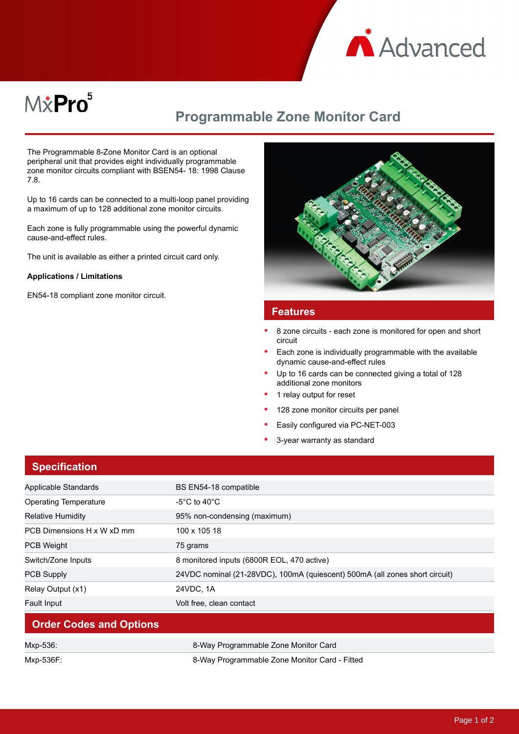MxPro 5

# Programmable Zone Monitor Card

The Programmable 8-Zone Monitor Card is an optional peripheral unit that provides eight individually programmable zone monitor circuits compliant with BSEN54- 18: 1998 Clause 7.8.

Up to 16 cards can be connected to a multi-loop panel providing a maximum of up to 128 additional zone monitor circuits.

Each zone is fully programmable using the powerful dynamic cause-and-effect rules.

The unit is available as either a printed circuit card only.

**Applications / Limitations**

EN54-18 compliant zone monitor circuit.

## Features

- 8 zone circuits - each zone is monitored for open and short circuit
- Each zone is individually programmable with the available dynamic cause-and-effect rules
- Up to 16 cards can be connected giving a total of 128 additional zone monitors
- 1 relay output for reset
- 128 zone monitor circuits per panel
- Easily configured via PC-NET-003
- 3-year warranty as standard

## Specification

| | |
|---|---|
| Applicable Standards | BS EN54-18 compatible |
| Operating Temperature | -5°C to 40°C |
| Relative Humidity | 95% non-condensing (maximum) |
| PCB Dimensions H x W xD mm | 100 x 105 18 |
| PCB Weight | 75 grams |
| Switch/Zone Inputs | 8 monitored inputs (6800R EOL, 470 active) |
| PCB Supply | 24VDC nominal (21-28VDC), 100mA (quiescent) 500mA (all zones short circuit) |
| Relay Output (x1) | 24VDC, 1A |
| Fault Input | Volt free, clean contact |

## Order Codes and Options

| | |
|---|---|
| Mxp-536: | 8-Way Programmable Zone Monitor Card |
| Mxp-536F: | 8-Way Programmable Zone Monitor Card - Fitted |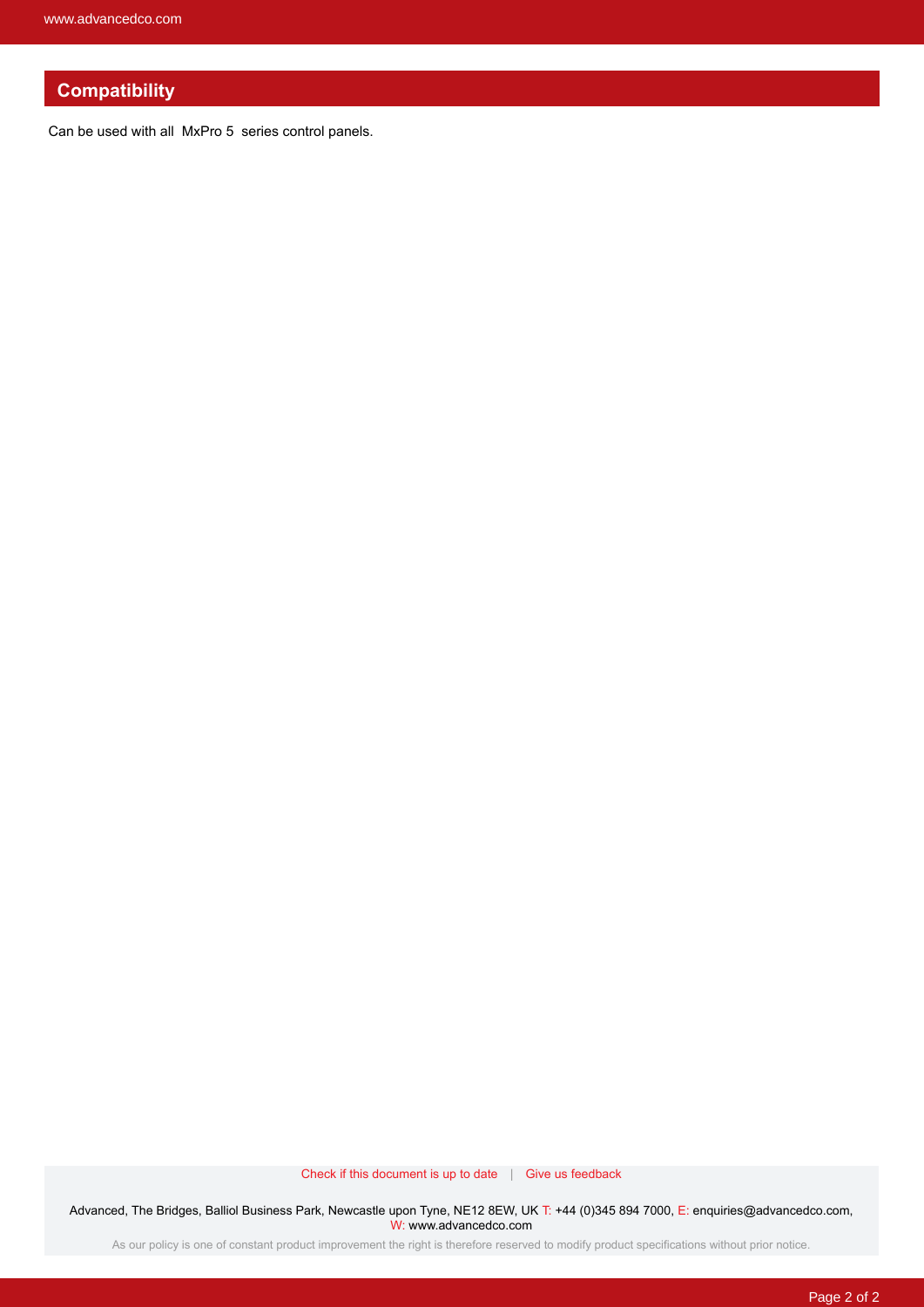## Compatibility

Can be used with all MxPro 5 series control panels.

Check if this document is up to date | Give us feedback

Advanced, The Bridges, Balliol Business Park, Newcastle upon Tyne, NE12 8EW, UK T: +44 (0)345 894 7000, E: enquiries@advancedco.com, W: www.advancedco.com

As our policy is one of constant product improvement the right is therefore reserved to modify product specifications without prior notice.